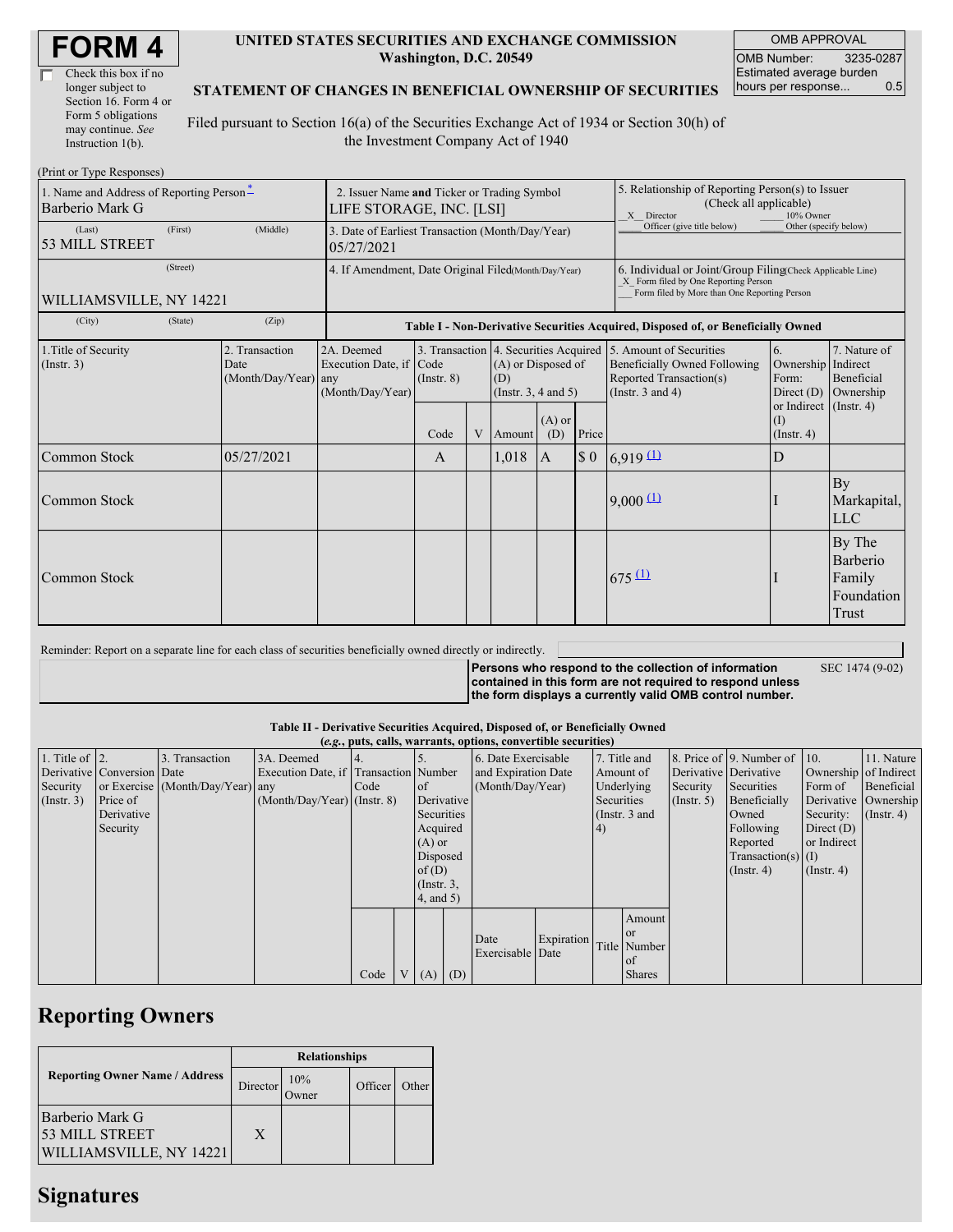# FORM 4

☐ Check this box if no longer subject to Section 16. Form 4 or Form 5 obligations may continue. *See* Instruction 1(b).

**UNITED STATES SECURITIES AND EXCHANGE COMMISSION**
**Washington, D.C. 20549**

**STATEMENT OF CHANGES IN BENEFICIAL OWNERSHIP OF SECURITIES**

Filed pursuant to Section 16(a) of the Securities Exchange Act of 1934 or Section 30(h) of the Investment Company Act of 1940

| OMB APPROVAL | |
|---|---|
| OMB Number: | 3235-0287 |
| Estimated average burden hours per response... | 0.5 |

(Print or Type Responses)

| 1. Name and Address of Reporting Person* | 2. Issuer Name and Ticker or Trading Symbol | 5. Relationship of Reporting Person(s) to Issuer (Check all applicable) |
|---|---|---|
| Barberio Mark G | LIFE STORAGE, INC. [LSI] | _X_ Director ___ 10% Owner ___ Officer (give title below) ___ Other (specify below) |
| (Last) (First) (Middle) 53 MILL STREET | 3. Date of Earliest Transaction (Month/Day/Year) 05/27/2021 | |
| (Street) WILLIAMSVILLE, NY 14221 | 4. If Amendment, Date Original Filed (Month/Day/Year) | 6. Individual or Joint/Group Filing (Check Applicable Line) _X_ Form filed by One Reporting Person ___ Form filed by More than One Reporting Person |
| (City) (State) (Zip) | | |

**Table I - Non-Derivative Securities Acquired, Disposed of, or Beneficially Owned**

| 1.Title of Security (Instr. 3) | 2. Transaction Date (Month/Day/Year) | 2A. Deemed Execution Date, if any (Month/Day/Year) | 3. Transaction Code (Instr. 8) | | 4. Securities Acquired (A) or Disposed of (D) (Instr. 3, 4 and 5) | | | 5. Amount of Securities Beneficially Owned Following Reported Transaction(s) (Instr. 3 and 4) | 6. Ownership Form: Direct (D) or Indirect (I) (Instr. 4) | 7. Nature of Indirect Beneficial Ownership (Instr. 4) |
|---|---|---|---|---|---|---|---|---|---|---|
| | | | Code | V | Amount | (A) or (D) | Price | | | |
| Common Stock | 05/27/2021 | | A | | 1,018 | A | $ 0 | 6,919 (1) | D | |
| Common Stock | | | | | | | | 9,000 (1) | I | By Markapital, LLC |
| Common Stock | | | | | | | | 675 (1) | I | By The Barberio Family Foundation Trust |

Reminder: Report on a separate line for each class of securities beneficially owned directly or indirectly.

**Persons who respond to the collection of information contained in this form are not required to respond unless the form displays a currently valid OMB control number.** SEC 1474 (9-02)

**Table II - Derivative Securities Acquired, Disposed of, or Beneficially Owned**
***(e.g., puts, calls, warrants, options, convertible securities)***

| 1. Title of Derivative Security (Instr. 3) | 2. Conversion or Exercise Price of Derivative Security | 3. Transaction Date (Month/Day/Year) | 3A. Deemed Execution Date, if any (Month/Day/Year) | 4. Transaction Code (Instr. 8) | | 5. Number of Derivative Securities Acquired (A) or Disposed of (D) (Instr. 3, 4, and 5) | | 6. Date Exercisable and Expiration Date (Month/Day/Year) | | 7. Title and Amount of Underlying Securities (Instr. 3 and 4) | | 8. Price of Derivative Security (Instr. 5) | 9. Number of Derivative Securities Beneficially Owned Following Reported Transaction(s) (Instr. 4) | 10. Ownership Form of Derivative Security: Direct (D) or Indirect (I) (Instr. 4) | 11. Nature of Indirect Beneficial Ownership (Instr. 4) |
|---|---|---|---|---|---|---|---|---|---|---|---|---|---|---|---|
| | | | | Code | V | (A) | (D) | Date Exercisable | Expiration Date | Title | Amount or Number of Shares | | | | |

## Reporting Owners

| Reporting Owner Name / Address | Relationships | | | |
|---|---|---|---|---|
| | Director | 10% Owner | Officer | Other |
| Barberio Mark G 53 MILL STREET WILLIAMSVILLE, NY 14221 | X | | | |

## Signatures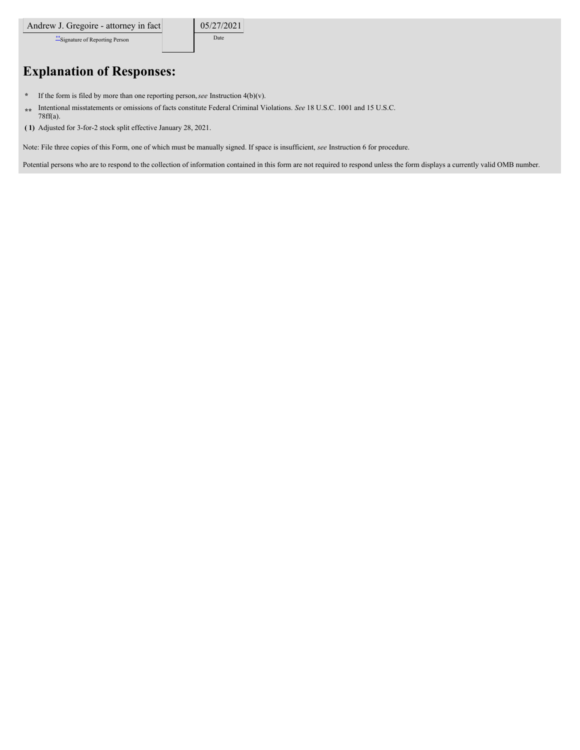| | |
|---|---|
| Andrew J. Gregoire - attorney in fact | 05/27/2021 |
| **Signature of Reporting Person | Date |

# Explanation of Responses:

\* If the form is filed by more than one reporting person, *see* Instruction 4(b)(v).

\*\* Intentional misstatements or omissions of facts constitute Federal Criminal Violations. *See* 18 U.S.C. 1001 and 15 U.S.C. 78ff(a).

**( 1)** Adjusted for 3-for-2 stock split effective January 28, 2021.

Note: File three copies of this Form, one of which must be manually signed. If space is insufficient, *see* Instruction 6 for procedure.

Potential persons who are to respond to the collection of information contained in this form are not required to respond unless the form displays a currently valid OMB number.